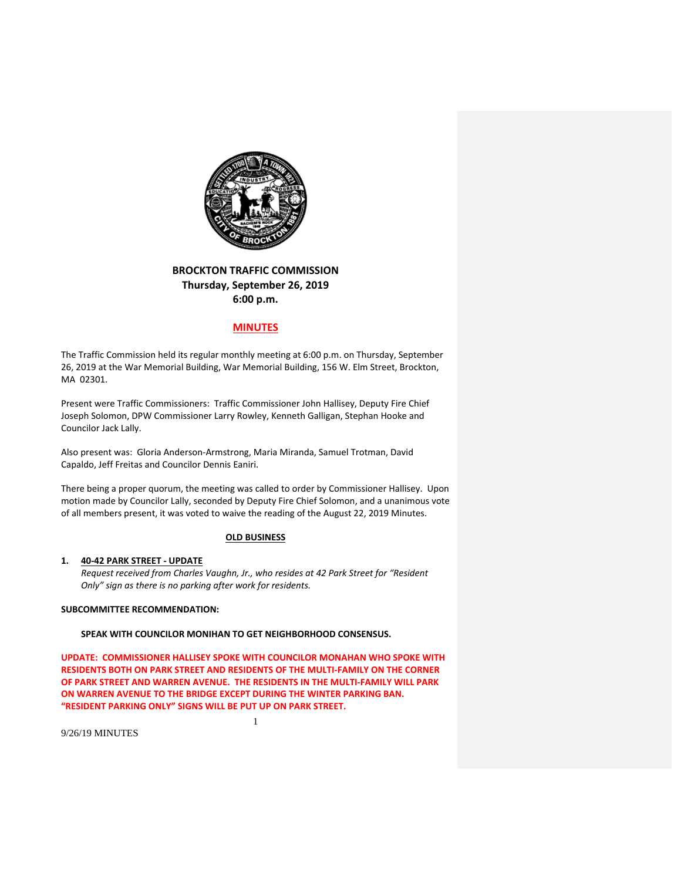# BROCKTON TRAFFIC COMMISSION

**Thursday, September 26, 2019**
**6:00 p.m.**

## MINUTES

The Traffic Commission held its regular monthly meeting at 6:00 p.m. on Thursday, September 26, 2019 at the War Memorial Building, War Memorial Building, 156 W. Elm Street, Brockton, MA 02301.

Present were Traffic Commissioners: Traffic Commissioner John Hallisey, Deputy Fire Chief Joseph Solomon, DPW Commissioner Larry Rowley, Kenneth Galligan, Stephan Hooke and Councilor Jack Lally.

Also present was: Gloria Anderson-Armstrong, Maria Miranda, Samuel Trotman, David Capaldo, Jeff Freitas and Councilor Dennis Eaniri.

There being a proper quorum, the meeting was called to order by Commissioner Hallisey. Upon motion made by Councilor Lally, seconded by Deputy Fire Chief Solomon, and a unanimous vote of all members present, it was voted to waive the reading of the August 22, 2019 Minutes.

### OLD BUSINESS

**1. 40-42 PARK STREET - UPDATE**

*Request received from Charles Vaughn, Jr., who resides at 42 Park Street for "Resident Only" sign as there is no parking after work for residents.*

**SUBCOMMITTEE RECOMMENDATION:**

**SPEAK WITH COUNCILOR MONIHAN TO GET NEIGHBORHOOD CONSENSUS.**

**UPDATE: COMMISSIONER HALLISEY SPOKE WITH COUNCILOR MONAHAN WHO SPOKE WITH RESIDENTS BOTH ON PARK STREET AND RESIDENTS OF THE MULTI-FAMILY ON THE CORNER OF PARK STREET AND WARREN AVENUE. THE RESIDENTS IN THE MULTI-FAMILY WILL PARK ON WARREN AVENUE TO THE BRIDGE EXCEPT DURING THE WINTER PARKING BAN. "RESIDENT PARKING ONLY" SIGNS WILL BE PUT UP ON PARK STREET.**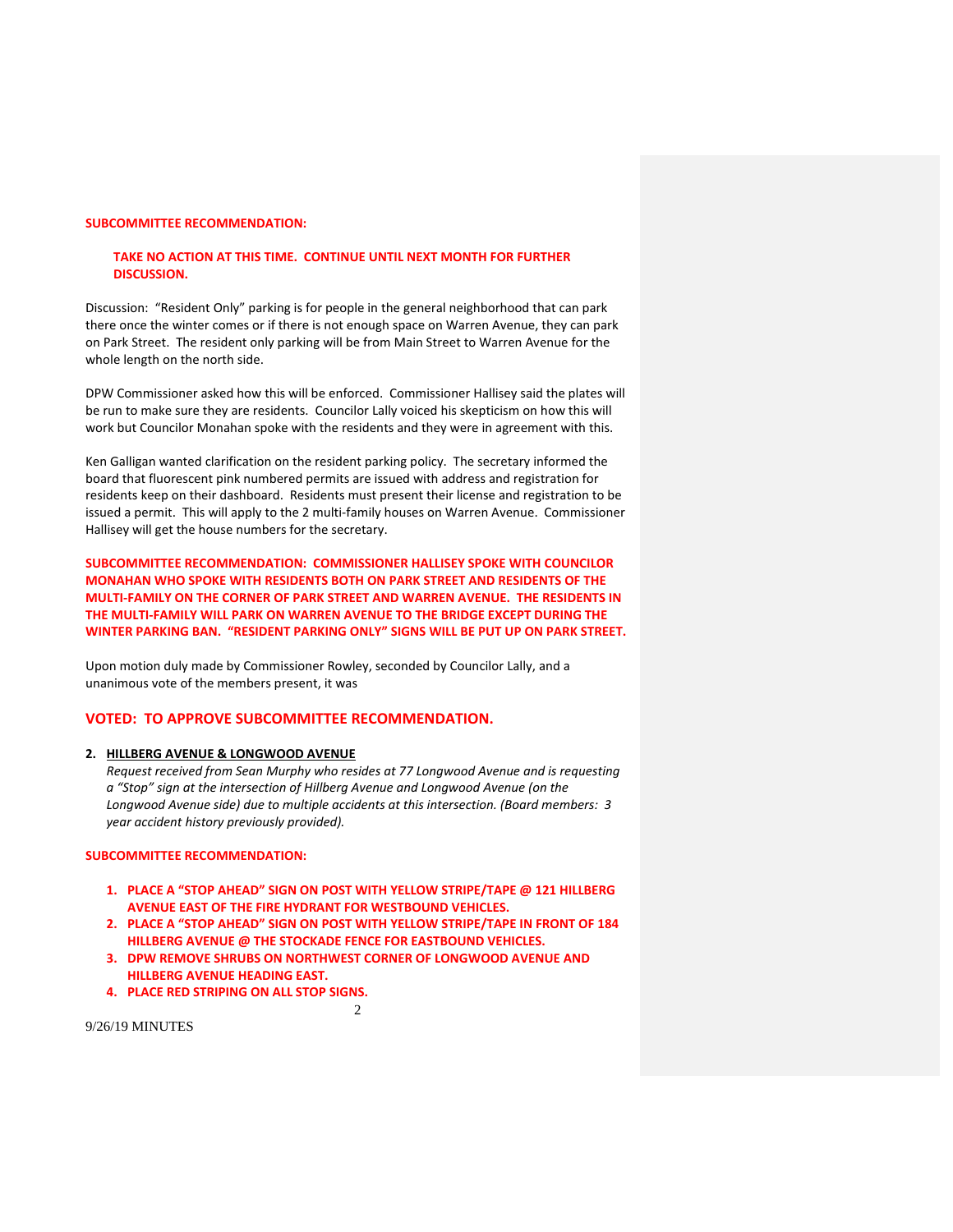**SUBCOMMITTEE RECOMMENDATION:**

> **TAKE NO ACTION AT THIS TIME. CONTINUE UNTIL NEXT MONTH FOR FURTHER DISCUSSION.**

Discussion: "Resident Only" parking is for people in the general neighborhood that can park there once the winter comes or if there is not enough space on Warren Avenue, they can park on Park Street. The resident only parking will be from Main Street to Warren Avenue for the whole length on the north side.

DPW Commissioner asked how this will be enforced. Commissioner Hallisey said the plates will be run to make sure they are residents. Councilor Lally voiced his skepticism on how this will work but Councilor Monahan spoke with the residents and they were in agreement with this.

Ken Galligan wanted clarification on the resident parking policy. The secretary informed the board that fluorescent pink numbered permits are issued with address and registration for residents keep on their dashboard. Residents must present their license and registration to be issued a permit. This will apply to the 2 multi-family houses on Warren Avenue. Commissioner Hallisey will get the house numbers for the secretary.

**SUBCOMMITTEE RECOMMENDATION: COMMISSIONER HALLISEY SPOKE WITH COUNCILOR MONAHAN WHO SPOKE WITH RESIDENTS BOTH ON PARK STREET AND RESIDENTS OF THE MULTI-FAMILY ON THE CORNER OF PARK STREET AND WARREN AVENUE. THE RESIDENTS IN THE MULTI-FAMILY WILL PARK ON WARREN AVENUE TO THE BRIDGE EXCEPT DURING THE WINTER PARKING BAN. "RESIDENT PARKING ONLY" SIGNS WILL BE PUT UP ON PARK STREET.**

Upon motion duly made by Commissioner Rowley, seconded by Councilor Lally, and a unanimous vote of the members present, it was

## VOTED: TO APPROVE SUBCOMMITTEE RECOMMENDATION.

**2. <u>HILLBERG AVENUE & LONGWOOD AVENUE</u>**

*Request received from Sean Murphy who resides at 77 Longwood Avenue and is requesting a "Stop" sign at the intersection of Hillberg Avenue and Longwood Avenue (on the Longwood Avenue side) due to multiple accidents at this intersection. (Board members: 3 year accident history previously provided).*

**SUBCOMMITTEE RECOMMENDATION:**

1. **PLACE A "STOP AHEAD" SIGN ON POST WITH YELLOW STRIPE/TAPE @ 121 HILLBERG AVENUE EAST OF THE FIRE HYDRANT FOR WESTBOUND VEHICLES.**
2. **PLACE A "STOP AHEAD" SIGN ON POST WITH YELLOW STRIPE/TAPE IN FRONT OF 184 HILLBERG AVENUE @ THE STOCKADE FENCE FOR EASTBOUND VEHICLES.**
3. **DPW REMOVE SHRUBS ON NORTHWEST CORNER OF LONGWOOD AVENUE AND HILLBERG AVENUE HEADING EAST.**
4. **PLACE RED STRIPING ON ALL STOP SIGNS.**

9/26/19 MINUTES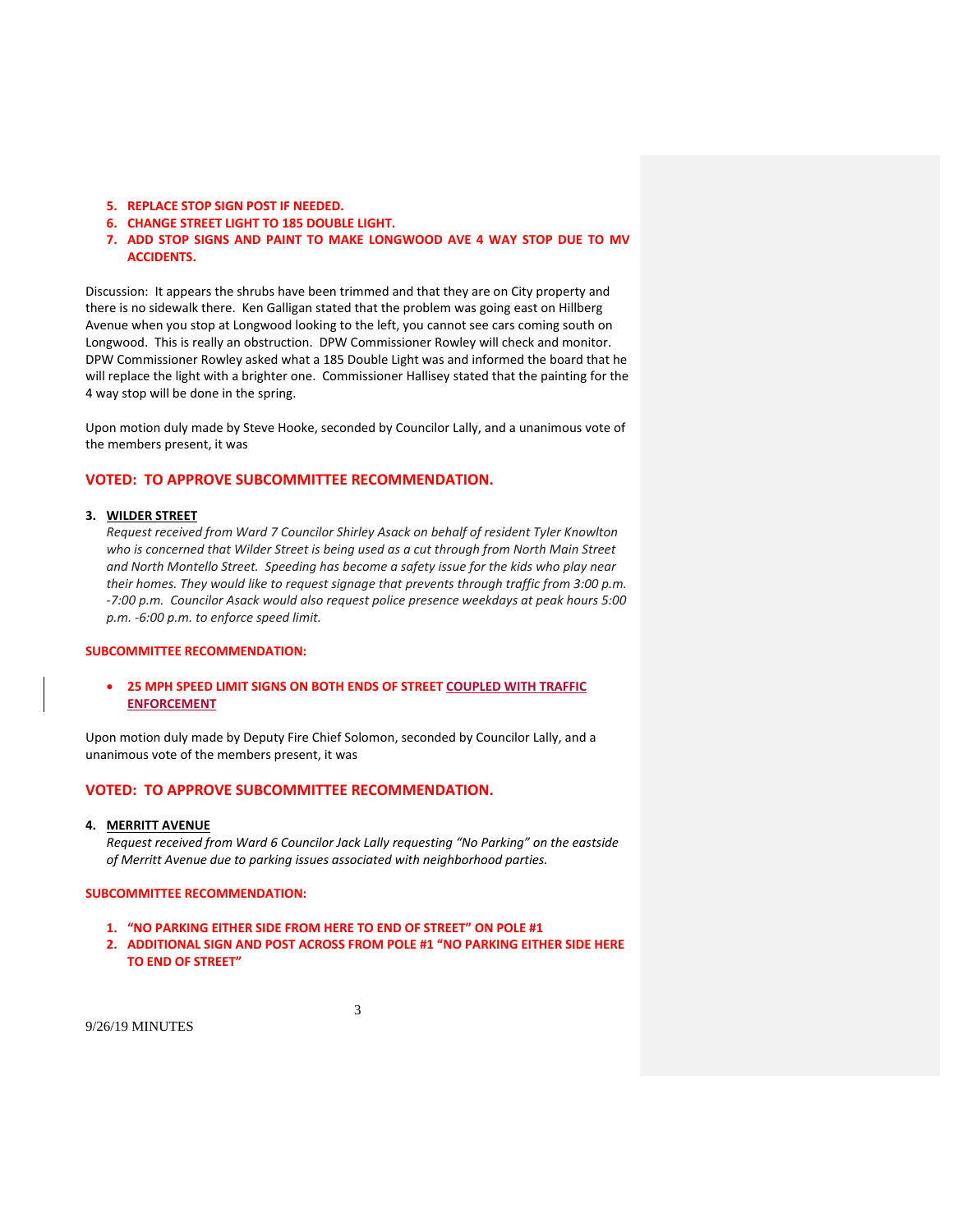5. **REPLACE STOP SIGN POST IF NEEDED.**
6. **CHANGE STREET LIGHT TO 185 DOUBLE LIGHT.**
7. **ADD STOP SIGNS AND PAINT TO MAKE LONGWOOD AVE 4 WAY STOP DUE TO MV ACCIDENTS.**

Discussion: It appears the shrubs have been trimmed and that they are on City property and there is no sidewalk there. Ken Galligan stated that the problem was going east on Hillberg Avenue when you stop at Longwood looking to the left, you cannot see cars coming south on Longwood. This is really an obstruction. DPW Commissioner Rowley will check and monitor. DPW Commissioner Rowley asked what a 185 Double Light was and informed the board that he will replace the light with a brighter one. Commissioner Hallisey stated that the painting for the 4 way stop will be done in the spring.

Upon motion duly made by Steve Hooke, seconded by Councilor Lally, and a unanimous vote of the members present, it was

**VOTED: TO APPROVE SUBCOMMITTEE RECOMMENDATION.**

**3. WILDER STREET**

*Request received from Ward 7 Councilor Shirley Asack on behalf of resident Tyler Knowlton who is concerned that Wilder Street is being used as a cut through from North Main Street and North Montello Street. Speeding has become a safety issue for the kids who play near their homes. They would like to request signage that prevents through traffic from 3:00 p.m. -7:00 p.m. Councilor Asack would also request police presence weekdays at peak hours 5:00 p.m. -6:00 p.m. to enforce speed limit.*

**SUBCOMMITTEE RECOMMENDATION:**

- **25 MPH SPEED LIMIT SIGNS ON BOTH ENDS OF STREET COUPLED WITH TRAFFIC ENFORCEMENT**

Upon motion duly made by Deputy Fire Chief Solomon, seconded by Councilor Lally, and a unanimous vote of the members present, it was

**VOTED: TO APPROVE SUBCOMMITTEE RECOMMENDATION.**

**4. MERRITT AVENUE**

*Request received from Ward 6 Councilor Jack Lally requesting "No Parking" on the eastside of Merritt Avenue due to parking issues associated with neighborhood parties.*

**SUBCOMMITTEE RECOMMENDATION:**

1. **"NO PARKING EITHER SIDE FROM HERE TO END OF STREET" ON POLE #1**
2. **ADDITIONAL SIGN AND POST ACROSS FROM POLE #1 "NO PARKING EITHER SIDE HERE TO END OF STREET"**

9/26/19 MINUTES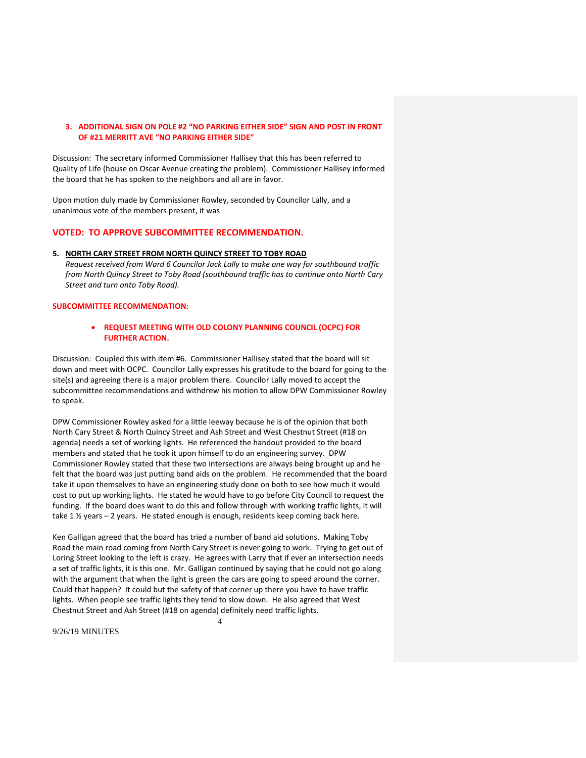**3. ADDITIONAL SIGN ON POLE #2 "NO PARKING EITHER SIDE" SIGN AND POST IN FRONT OF #21 MERRITT AVE "NO PARKING EITHER SIDE"**

Discussion: The secretary informed Commissioner Hallisey that this has been referred to Quality of Life (house on Oscar Avenue creating the problem). Commissioner Hallisey informed the board that he has spoken to the neighbors and all are in favor.

Upon motion duly made by Commissioner Rowley, seconded by Councilor Lally, and a unanimous vote of the members present, it was

**VOTED: TO APPROVE SUBCOMMITTEE RECOMMENDATION.**

**5. <u>NORTH CARY STREET FROM NORTH QUINCY STREET TO TOBY ROAD</u>**

*Request received from Ward 6 Councilor Jack Lally to make one way for southbound traffic from North Quincy Street to Toby Road (southbound traffic has to continue onto North Cary Street and turn onto Toby Road).*

**SUBCOMMITTEE RECOMMENDATION:**

- **REQUEST MEETING WITH OLD COLONY PLANNING COUNCIL (OCPC) FOR FURTHER ACTION.**

Discussion: Coupled this with item #6. Commissioner Hallisey stated that the board will sit down and meet with OCPC. Councilor Lally expresses his gratitude to the board for going to the site(s) and agreeing there is a major problem there. Councilor Lally moved to accept the subcommittee recommendations and withdrew his motion to allow DPW Commissioner Rowley to speak.

DPW Commissioner Rowley asked for a little leeway because he is of the opinion that both North Cary Street & North Quincy Street and Ash Street and West Chestnut Street (#18 on agenda) needs a set of working lights. He referenced the handout provided to the board members and stated that he took it upon himself to do an engineering survey. DPW Commissioner Rowley stated that these two intersections are always being brought up and he felt that the board was just putting band aids on the problem. He recommended that the board take it upon themselves to have an engineering study done on both to see how much it would cost to put up working lights. He stated he would have to go before City Council to request the funding. If the board does want to do this and follow through with working traffic lights, it will take 1 ½ years – 2 years. He stated enough is enough, residents keep coming back here.

Ken Galligan agreed that the board has tried a number of band aid solutions. Making Toby Road the main road coming from North Cary Street is never going to work. Trying to get out of Loring Street looking to the left is crazy. He agrees with Larry that if ever an intersection needs a set of traffic lights, it is this one. Mr. Galligan continued by saying that he could not go along with the argument that when the light is green the cars are going to speed around the corner. Could that happen? It could but the safety of that corner up there you have to have traffic lights. When people see traffic lights they tend to slow down. He also agreed that West Chestnut Street and Ash Street (#18 on agenda) definitely need traffic lights.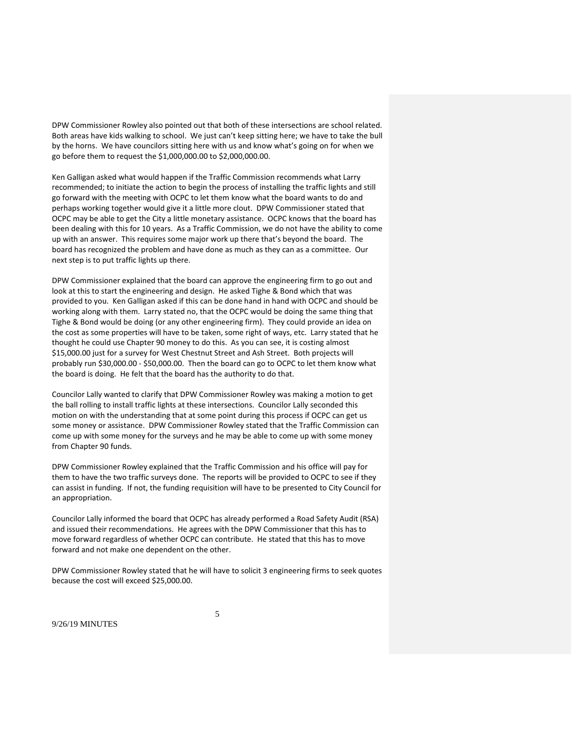DPW Commissioner Rowley also pointed out that both of these intersections are school related. Both areas have kids walking to school. We just can't keep sitting here; we have to take the bull by the horns. We have councilors sitting here with us and know what's going on for when we go before them to request the $1,000,000.00 to $2,000,000.00.

Ken Galligan asked what would happen if the Traffic Commission recommends what Larry recommended; to initiate the action to begin the process of installing the traffic lights and still go forward with the meeting with OCPC to let them know what the board wants to do and perhaps working together would give it a little more clout. DPW Commissioner stated that OCPC may be able to get the City a little monetary assistance. OCPC knows that the board has been dealing with this for 10 years. As a Traffic Commission, we do not have the ability to come up with an answer. This requires some major work up there that's beyond the board. The board has recognized the problem and have done as much as they can as a committee. Our next step is to put traffic lights up there.

DPW Commissioner explained that the board can approve the engineering firm to go out and look at this to start the engineering and design. He asked Tighe & Bond which that was provided to you. Ken Galligan asked if this can be done hand in hand with OCPC and should be working along with them. Larry stated no, that the OCPC would be doing the same thing that Tighe & Bond would be doing (or any other engineering firm). They could provide an idea on the cost as some properties will have to be taken, some right of ways, etc. Larry stated that he thought he could use Chapter 90 money to do this. As you can see, it is costing almost $15,000.00 just for a survey for West Chestnut Street and Ash Street. Both projects will probably run $30,000.00 - $50,000.00. Then the board can go to OCPC to let them know what the board is doing. He felt that the board has the authority to do that.

Councilor Lally wanted to clarify that DPW Commissioner Rowley was making a motion to get the ball rolling to install traffic lights at these intersections. Councilor Lally seconded this motion on with the understanding that at some point during this process if OCPC can get us some money or assistance. DPW Commissioner Rowley stated that the Traffic Commission can come up with some money for the surveys and he may be able to come up with some money from Chapter 90 funds.

DPW Commissioner Rowley explained that the Traffic Commission and his office will pay for them to have the two traffic surveys done. The reports will be provided to OCPC to see if they can assist in funding. If not, the funding requisition will have to be presented to City Council for an appropriation.

Councilor Lally informed the board that OCPC has already performed a Road Safety Audit (RSA) and issued their recommendations. He agrees with the DPW Commissioner that this has to move forward regardless of whether OCPC can contribute. He stated that this has to move forward and not make one dependent on the other.

DPW Commissioner Rowley stated that he will have to solicit 3 engineering firms to seek quotes because the cost will exceed $25,000.00.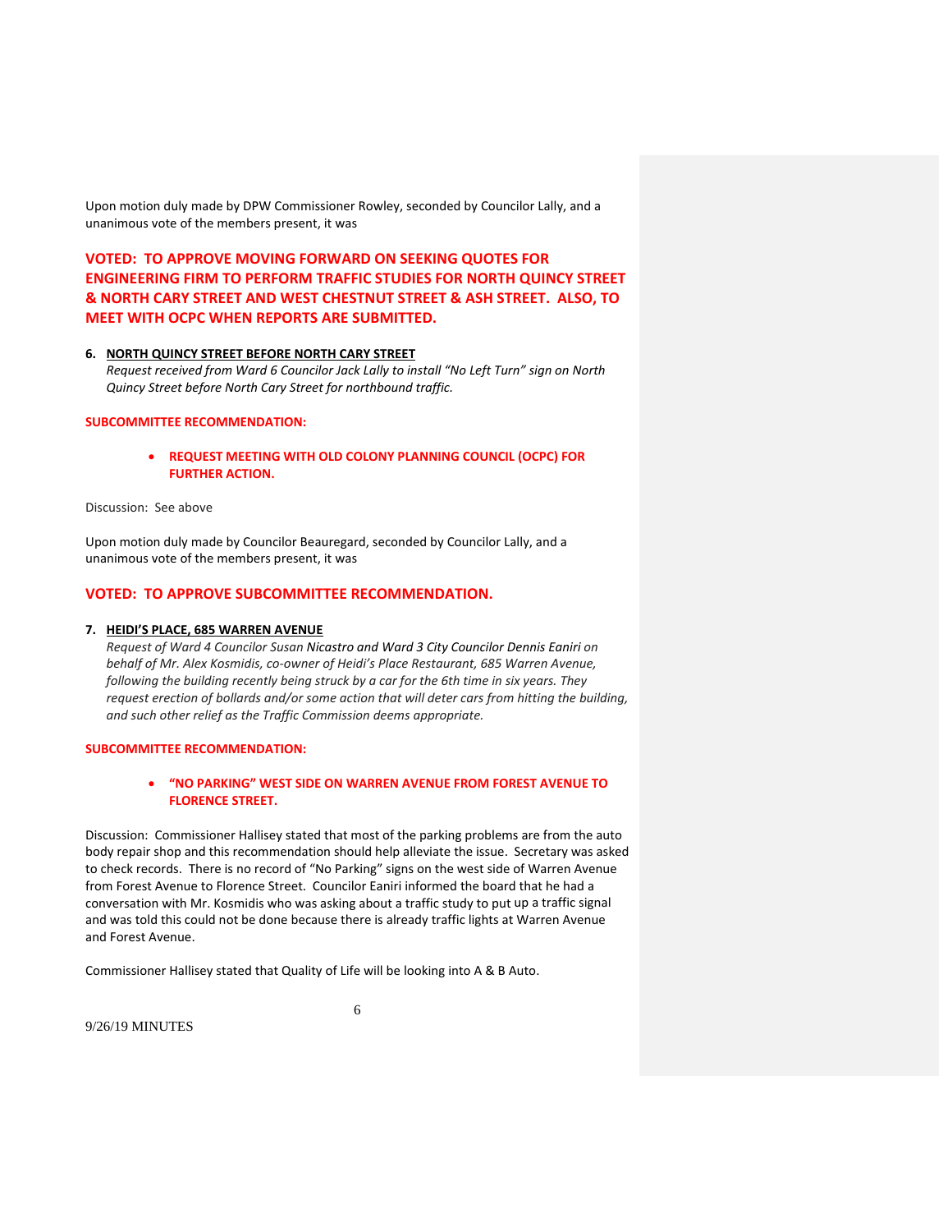Upon motion duly made by DPW Commissioner Rowley, seconded by Councilor Lally, and a unanimous vote of the members present, it was

**VOTED: TO APPROVE MOVING FORWARD ON SEEKING QUOTES FOR ENGINEERING FIRM TO PERFORM TRAFFIC STUDIES FOR NORTH QUINCY STREET & NORTH CARY STREET AND WEST CHESTNUT STREET & ASH STREET. ALSO, TO MEET WITH OCPC WHEN REPORTS ARE SUBMITTED.**

6. **NORTH QUINCY STREET BEFORE NORTH CARY STREET**
   *Request received from Ward 6 Councilor Jack Lally to install "No Left Turn" sign on North Quincy Street before North Cary Street for northbound traffic.*

**SUBCOMMITTEE RECOMMENDATION:**

- **REQUEST MEETING WITH OLD COLONY PLANNING COUNCIL (OCPC) FOR FURTHER ACTION.**

Discussion: See above

Upon motion duly made by Councilor Beauregard, seconded by Councilor Lally, and a unanimous vote of the members present, it was

**VOTED: TO APPROVE SUBCOMMITTEE RECOMMENDATION.**

7. **HEIDI'S PLACE, 685 WARREN AVENUE**
   *Request of Ward 4 Councilor Susan Nicastro and Ward 3 City Councilor Dennis Eaniri on behalf of Mr. Alex Kosmidis, co-owner of Heidi's Place Restaurant, 685 Warren Avenue, following the building recently being struck by a car for the 6th time in six years. They request erection of bollards and/or some action that will deter cars from hitting the building, and such other relief as the Traffic Commission deems appropriate.*

**SUBCOMMITTEE RECOMMENDATION:**

- **"NO PARKING" WEST SIDE ON WARREN AVENUE FROM FOREST AVENUE TO FLORENCE STREET.**

Discussion: Commissioner Hallisey stated that most of the parking problems are from the auto body repair shop and this recommendation should help alleviate the issue. Secretary was asked to check records. There is no record of "No Parking" signs on the west side of Warren Avenue from Forest Avenue to Florence Street. Councilor Eaniri informed the board that he had a conversation with Mr. Kosmidis who was asking about a traffic study to put up a traffic signal and was told this could not be done because there is already traffic lights at Warren Avenue and Forest Avenue.

Commissioner Hallisey stated that Quality of Life will be looking into A & B Auto.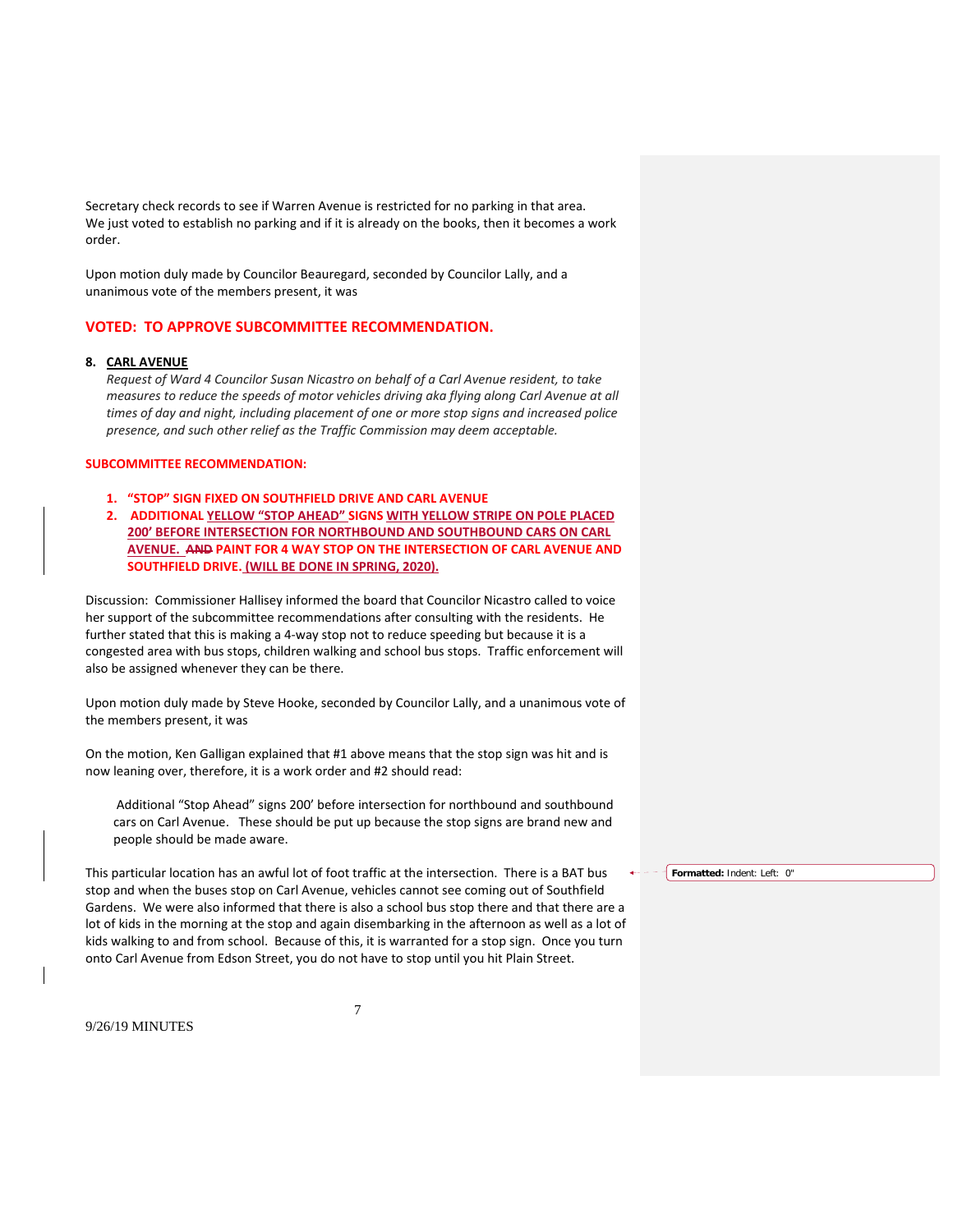Secretary check records to see if Warren Avenue is restricted for no parking in that area. We just voted to establish no parking and if it is already on the books, then it becomes a work order.

Upon motion duly made by Councilor Beauregard, seconded by Councilor Lally, and a unanimous vote of the members present, it was

**VOTED: TO APPROVE SUBCOMMITTEE RECOMMENDATION.**

**8. CARL AVENUE**

*Request of Ward 4 Councilor Susan Nicastro on behalf of a Carl Avenue resident, to take measures to reduce the speeds of motor vehicles driving aka flying along Carl Avenue at all times of day and night, including placement of one or more stop signs and increased police presence, and such other relief as the Traffic Commission may deem acceptable.*

**SUBCOMMITTEE RECOMMENDATION:**

1. **"STOP" SIGN FIXED ON SOUTHFIELD DRIVE AND CARL AVENUE**
2. **ADDITIONAL YELLOW "STOP AHEAD" SIGNS WITH YELLOW STRIPE ON POLE PLACED 200' BEFORE INTERSECTION FOR NORTHBOUND AND SOUTHBOUND CARS ON CARL AVENUE. ~~AND~~ PAINT FOR 4 WAY STOP ON THE INTERSECTION OF CARL AVENUE AND SOUTHFIELD DRIVE. (WILL BE DONE IN SPRING, 2020).**

Discussion: Commissioner Hallisey informed the board that Councilor Nicastro called to voice her support of the subcommittee recommendations after consulting with the residents. He further stated that this is making a 4-way stop not to reduce speeding but because it is a congested area with bus stops, children walking and school bus stops. Traffic enforcement will also be assigned whenever they can be there.

Upon motion duly made by Steve Hooke, seconded by Councilor Lally, and a unanimous vote of the members present, it was

On the motion, Ken Galligan explained that #1 above means that the stop sign was hit and is now leaning over, therefore, it is a work order and #2 should read:

> Additional "Stop Ahead" signs 200' before intersection for northbound and southbound cars on Carl Avenue. These should be put up because the stop signs are brand new and people should be made aware.

This particular location has an awful lot of foot traffic at the intersection. There is a BAT bus stop and when the buses stop on Carl Avenue, vehicles cannot see coming out of Southfield Gardens. We were also informed that there is also a school bus stop there and that there are a lot of kids in the morning at the stop and again disembarking in the afternoon as well as a lot of kids walking to and from school. Because of this, it is warranted for a stop sign. Once you turn onto Carl Avenue from Edson Street, you do not have to stop until you hit Plain Street.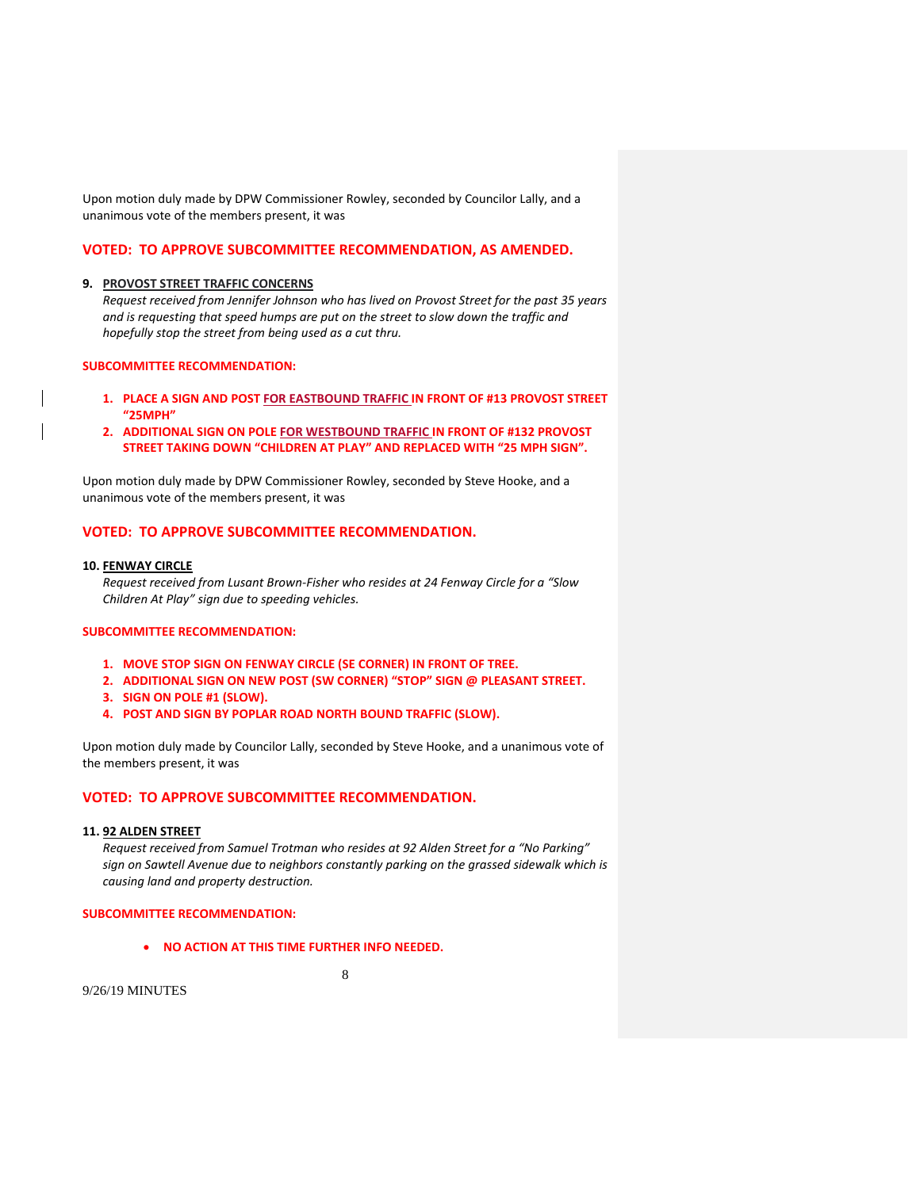Upon motion duly made by DPW Commissioner Rowley, seconded by Councilor Lally, and a unanimous vote of the members present, it was

**VOTED: TO APPROVE SUBCOMMITTEE RECOMMENDATION, AS AMENDED.**

**9. PROVOST STREET TRAFFIC CONCERNS**

*Request received from Jennifer Johnson who has lived on Provost Street for the past 35 years and is requesting that speed humps are put on the street to slow down the traffic and hopefully stop the street from being used as a cut thru.*

**SUBCOMMITTEE RECOMMENDATION:**

1. **PLACE A SIGN AND POST FOR EASTBOUND TRAFFIC IN FRONT OF #13 PROVOST STREET "25MPH"**
2. **ADDITIONAL SIGN ON POLE FOR WESTBOUND TRAFFIC IN FRONT OF #132 PROVOST STREET TAKING DOWN "CHILDREN AT PLAY" AND REPLACED WITH "25 MPH SIGN".**

Upon motion duly made by DPW Commissioner Rowley, seconded by Steve Hooke, and a unanimous vote of the members present, it was

**VOTED: TO APPROVE SUBCOMMITTEE RECOMMENDATION.**

**10. FENWAY CIRCLE**

*Request received from Lusant Brown-Fisher who resides at 24 Fenway Circle for a "Slow Children At Play" sign due to speeding vehicles.*

**SUBCOMMITTEE RECOMMENDATION:**

1. **MOVE STOP SIGN ON FENWAY CIRCLE (SE CORNER) IN FRONT OF TREE.**
2. **ADDITIONAL SIGN ON NEW POST (SW CORNER) "STOP" SIGN @ PLEASANT STREET.**
3. **SIGN ON POLE #1 (SLOW).**
4. **POST AND SIGN BY POPLAR ROAD NORTH BOUND TRAFFIC (SLOW).**

Upon motion duly made by Councilor Lally, seconded by Steve Hooke, and a unanimous vote of the members present, it was

**VOTED: TO APPROVE SUBCOMMITTEE RECOMMENDATION.**

**11. 92 ALDEN STREET**

*Request received from Samuel Trotman who resides at 92 Alden Street for a "No Parking" sign on Sawtell Avenue due to neighbors constantly parking on the grassed sidewalk which is causing land and property destruction.*

**SUBCOMMITTEE RECOMMENDATION:**

- **NO ACTION AT THIS TIME FURTHER INFO NEEDED.**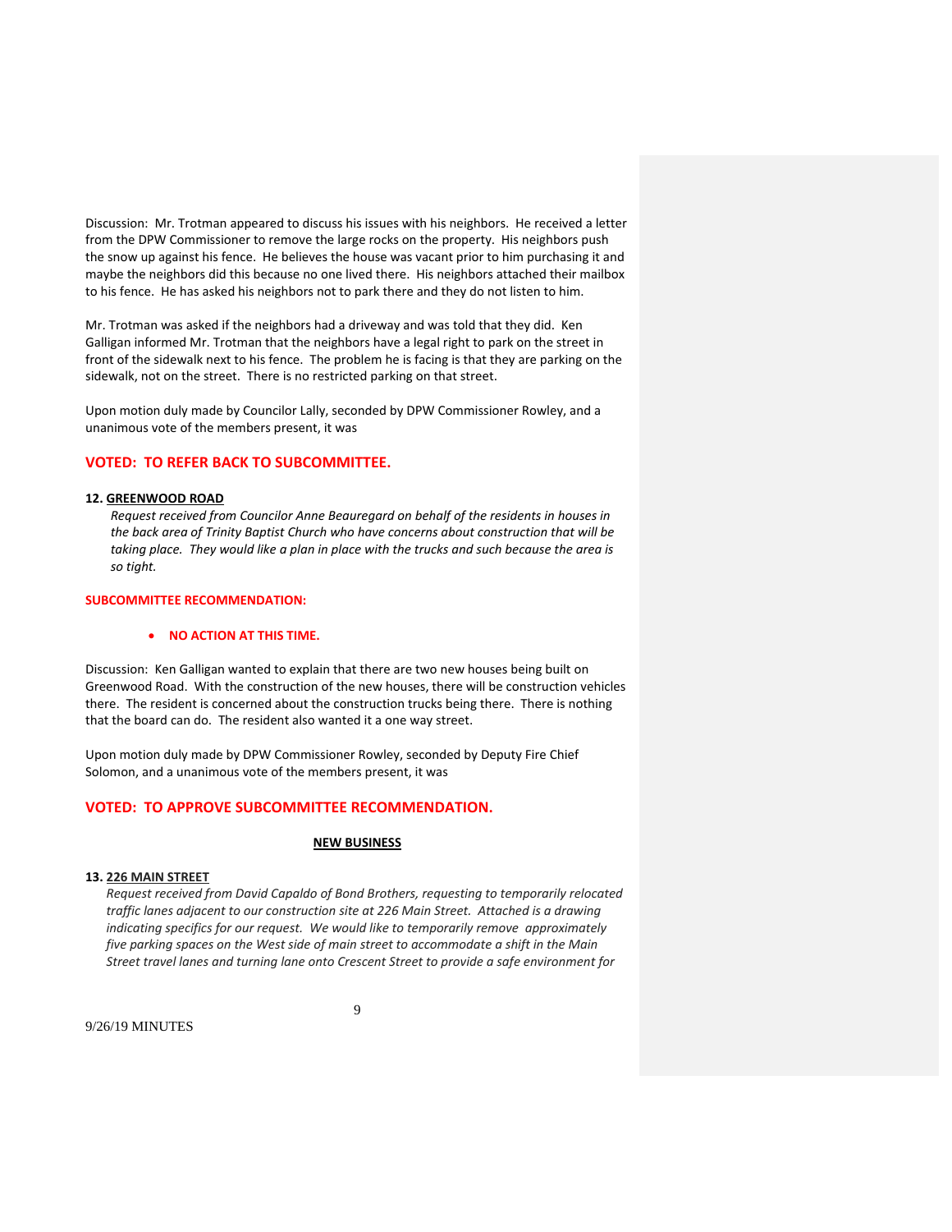Discussion: Mr. Trotman appeared to discuss his issues with his neighbors. He received a letter from the DPW Commissioner to remove the large rocks on the property. His neighbors push the snow up against his fence. He believes the house was vacant prior to him purchasing it and maybe the neighbors did this because no one lived there. His neighbors attached their mailbox to his fence. He has asked his neighbors not to park there and they do not listen to him.

Mr. Trotman was asked if the neighbors had a driveway and was told that they did. Ken Galligan informed Mr. Trotman that the neighbors have a legal right to park on the street in front of the sidewalk next to his fence. The problem he is facing is that they are parking on the sidewalk, not on the street. There is no restricted parking on that street.

Upon motion duly made by Councilor Lally, seconded by DPW Commissioner Rowley, and a unanimous vote of the members present, it was

**VOTED: TO REFER BACK TO SUBCOMMITTEE.**

**12. GREENWOOD ROAD**

*Request received from Councilor Anne Beauregard on behalf of the residents in houses in the back area of Trinity Baptist Church who have concerns about construction that will be taking place. They would like a plan in place with the trucks and such because the area is so tight.*

**SUBCOMMITTEE RECOMMENDATION:**

- **NO ACTION AT THIS TIME.**

Discussion: Ken Galligan wanted to explain that there are two new houses being built on Greenwood Road. With the construction of the new houses, there will be construction vehicles there. The resident is concerned about the construction trucks being there. There is nothing that the board can do. The resident also wanted it a one way street.

Upon motion duly made by DPW Commissioner Rowley, seconded by Deputy Fire Chief Solomon, and a unanimous vote of the members present, it was

**VOTED: TO APPROVE SUBCOMMITTEE RECOMMENDATION.**

## NEW BUSINESS

**13. 226 MAIN STREET**

*Request received from David Capaldo of Bond Brothers, requesting to temporarily relocated traffic lanes adjacent to our construction site at 226 Main Street. Attached is a drawing indicating specifics for our request. We would like to temporarily remove approximately five parking spaces on the West side of main street to accommodate a shift in the Main Street travel lanes and turning lane onto Crescent Street to provide a safe environment for*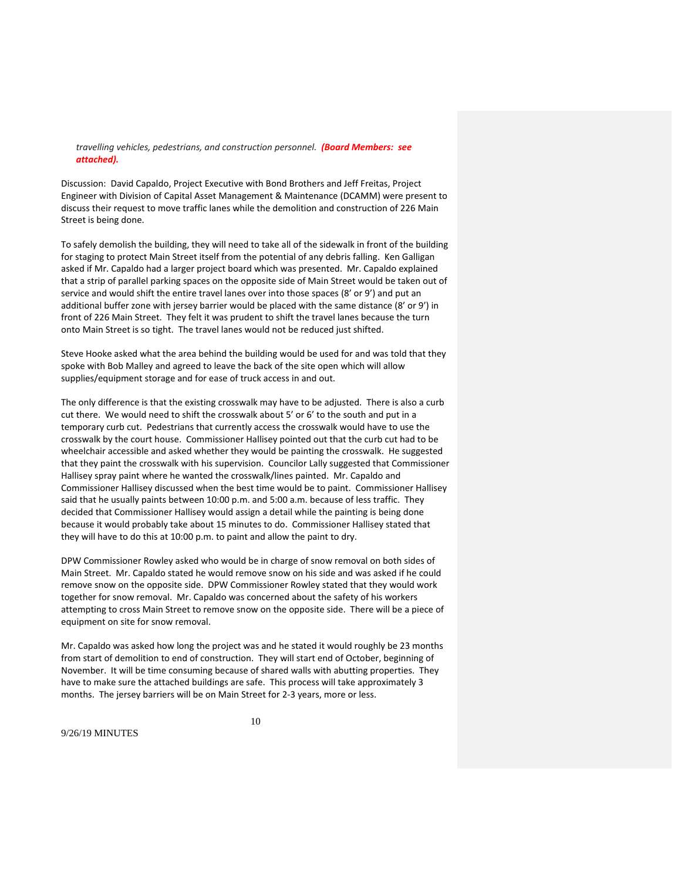*travelling vehicles, pedestrians, and construction personnel.* ***(Board Members: see attached).***

Discussion: David Capaldo, Project Executive with Bond Brothers and Jeff Freitas, Project Engineer with Division of Capital Asset Management & Maintenance (DCAMM) were present to discuss their request to move traffic lanes while the demolition and construction of 226 Main Street is being done.

To safely demolish the building, they will need to take all of the sidewalk in front of the building for staging to protect Main Street itself from the potential of any debris falling. Ken Galligan asked if Mr. Capaldo had a larger project board which was presented. Mr. Capaldo explained that a strip of parallel parking spaces on the opposite side of Main Street would be taken out of service and would shift the entire travel lanes over into those spaces (8' or 9') and put an additional buffer zone with jersey barrier would be placed with the same distance (8' or 9') in front of 226 Main Street. They felt it was prudent to shift the travel lanes because the turn onto Main Street is so tight. The travel lanes would not be reduced just shifted.

Steve Hooke asked what the area behind the building would be used for and was told that they spoke with Bob Malley and agreed to leave the back of the site open which will allow supplies/equipment storage and for ease of truck access in and out.

The only difference is that the existing crosswalk may have to be adjusted. There is also a curb cut there. We would need to shift the crosswalk about 5' or 6' to the south and put in a temporary curb cut. Pedestrians that currently access the crosswalk would have to use the crosswalk by the court house. Commissioner Hallisey pointed out that the curb cut had to be wheelchair accessible and asked whether they would be painting the crosswalk. He suggested that they paint the crosswalk with his supervision. Councilor Lally suggested that Commissioner Hallisey spray paint where he wanted the crosswalk/lines painted. Mr. Capaldo and Commissioner Hallisey discussed when the best time would be to paint. Commissioner Hallisey said that he usually paints between 10:00 p.m. and 5:00 a.m. because of less traffic. They decided that Commissioner Hallisey would assign a detail while the painting is being done because it would probably take about 15 minutes to do. Commissioner Hallisey stated that they will have to do this at 10:00 p.m. to paint and allow the paint to dry.

DPW Commissioner Rowley asked who would be in charge of snow removal on both sides of Main Street. Mr. Capaldo stated he would remove snow on his side and was asked if he could remove snow on the opposite side. DPW Commissioner Rowley stated that they would work together for snow removal. Mr. Capaldo was concerned about the safety of his workers attempting to cross Main Street to remove snow on the opposite side. There will be a piece of equipment on site for snow removal.

Mr. Capaldo was asked how long the project was and he stated it would roughly be 23 months from start of demolition to end of construction. They will start end of October, beginning of November. It will be time consuming because of shared walls with abutting properties. They have to make sure the attached buildings are safe. This process will take approximately 3 months. The jersey barriers will be on Main Street for 2-3 years, more or less.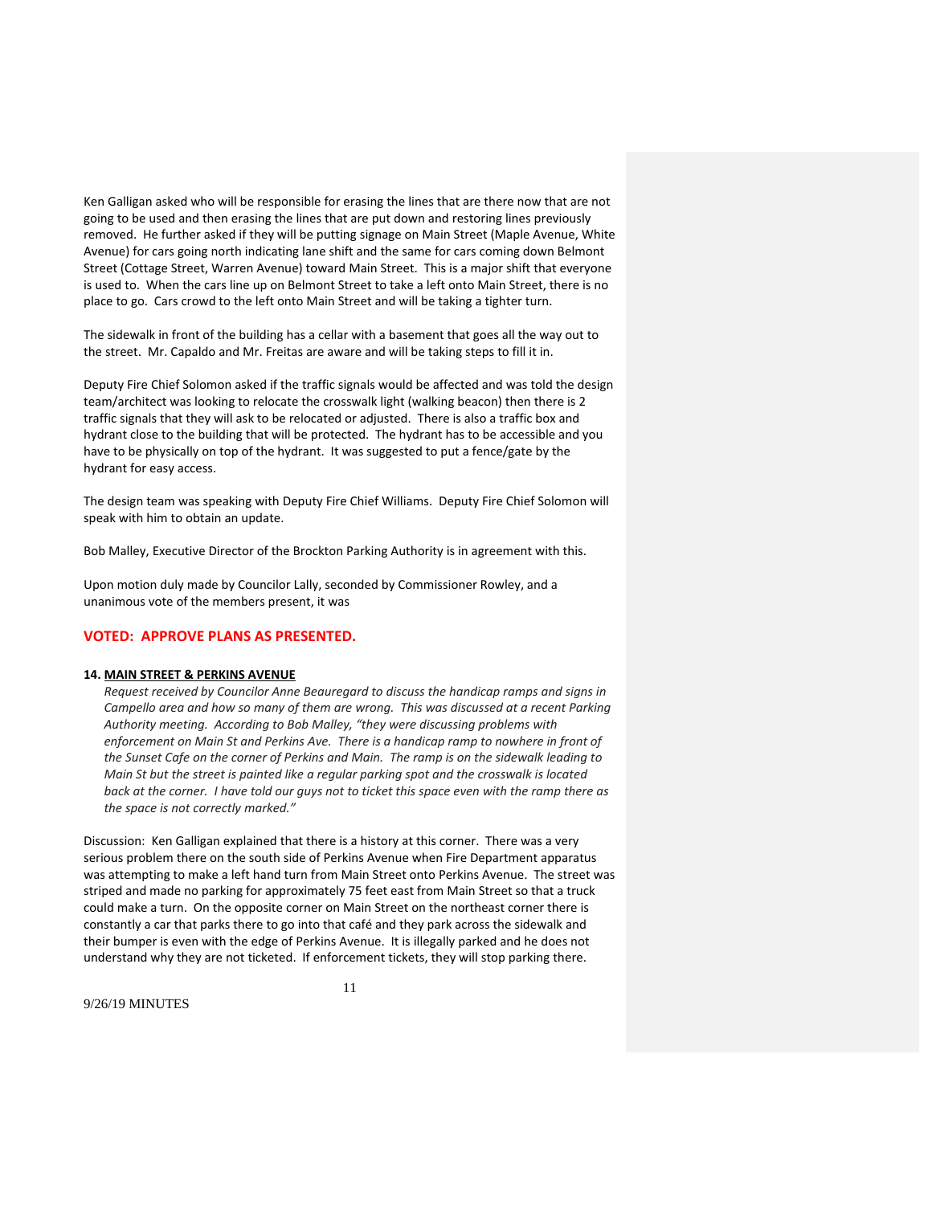Ken Galligan asked who will be responsible for erasing the lines that are there now that are not going to be used and then erasing the lines that are put down and restoring lines previously removed. He further asked if they will be putting signage on Main Street (Maple Avenue, White Avenue) for cars going north indicating lane shift and the same for cars coming down Belmont Street (Cottage Street, Warren Avenue) toward Main Street. This is a major shift that everyone is used to. When the cars line up on Belmont Street to take a left onto Main Street, there is no place to go. Cars crowd to the left onto Main Street and will be taking a tighter turn.

The sidewalk in front of the building has a cellar with a basement that goes all the way out to the street. Mr. Capaldo and Mr. Freitas are aware and will be taking steps to fill it in.

Deputy Fire Chief Solomon asked if the traffic signals would be affected and was told the design team/architect was looking to relocate the crosswalk light (walking beacon) then there is 2 traffic signals that they will ask to be relocated or adjusted. There is also a traffic box and hydrant close to the building that will be protected. The hydrant has to be accessible and you have to be physically on top of the hydrant. It was suggested to put a fence/gate by the hydrant for easy access.

The design team was speaking with Deputy Fire Chief Williams. Deputy Fire Chief Solomon will speak with him to obtain an update.

Bob Malley, Executive Director of the Brockton Parking Authority is in agreement with this.

Upon motion duly made by Councilor Lally, seconded by Commissioner Rowley, and a unanimous vote of the members present, it was

**VOTED: APPROVE PLANS AS PRESENTED.**

**14. MAIN STREET & PERKINS AVENUE**

*Request received by Councilor Anne Beauregard to discuss the handicap ramps and signs in Campello area and how so many of them are wrong. This was discussed at a recent Parking Authority meeting. According to Bob Malley, "they were discussing problems with enforcement on Main St and Perkins Ave. There is a handicap ramp to nowhere in front of the Sunset Cafe on the corner of Perkins and Main. The ramp is on the sidewalk leading to Main St but the street is painted like a regular parking spot and the crosswalk is located back at the corner. I have told our guys not to ticket this space even with the ramp there as the space is not correctly marked."*

Discussion: Ken Galligan explained that there is a history at this corner. There was a very serious problem there on the south side of Perkins Avenue when Fire Department apparatus was attempting to make a left hand turn from Main Street onto Perkins Avenue. The street was striped and made no parking for approximately 75 feet east from Main Street so that a truck could make a turn. On the opposite corner on Main Street on the northeast corner there is constantly a car that parks there to go into that café and they park across the sidewalk and their bumper is even with the edge of Perkins Avenue. It is illegally parked and he does not understand why they are not ticketed. If enforcement tickets, they will stop parking there.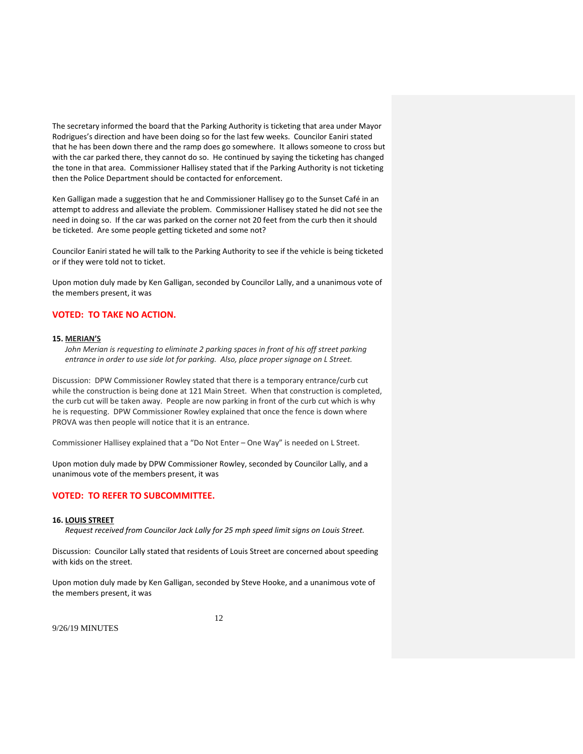The secretary informed the board that the Parking Authority is ticketing that area under Mayor Rodrigues's direction and have been doing so for the last few weeks. Councilor Eaniri stated that he has been down there and the ramp does go somewhere. It allows someone to cross but with the car parked there, they cannot do so. He continued by saying the ticketing has changed the tone in that area. Commissioner Hallisey stated that if the Parking Authority is not ticketing then the Police Department should be contacted for enforcement.

Ken Galligan made a suggestion that he and Commissioner Hallisey go to the Sunset Café in an attempt to address and alleviate the problem. Commissioner Hallisey stated he did not see the need in doing so. If the car was parked on the corner not 20 feet from the curb then it should be ticketed. Are some people getting ticketed and some not?

Councilor Eaniri stated he will talk to the Parking Authority to see if the vehicle is being ticketed or if they were told not to ticket.

Upon motion duly made by Ken Galligan, seconded by Councilor Lally, and a unanimous vote of the members present, it was

**VOTED: TO TAKE NO ACTION.**

**15. MERIAN'S**

*John Merian is requesting to eliminate 2 parking spaces in front of his off street parking entrance in order to use side lot for parking. Also, place proper signage on L Street.*

Discussion: DPW Commissioner Rowley stated that there is a temporary entrance/curb cut while the construction is being done at 121 Main Street. When that construction is completed, the curb cut will be taken away. People are now parking in front of the curb cut which is why he is requesting. DPW Commissioner Rowley explained that once the fence is down where PROVA was then people will notice that it is an entrance.

Commissioner Hallisey explained that a "Do Not Enter – One Way" is needed on L Street.

Upon motion duly made by DPW Commissioner Rowley, seconded by Councilor Lally, and a unanimous vote of the members present, it was

**VOTED: TO REFER TO SUBCOMMITTEE.**

**16. LOUIS STREET**

*Request received from Councilor Jack Lally for 25 mph speed limit signs on Louis Street.*

Discussion: Councilor Lally stated that residents of Louis Street are concerned about speeding with kids on the street.

Upon motion duly made by Ken Galligan, seconded by Steve Hooke, and a unanimous vote of the members present, it was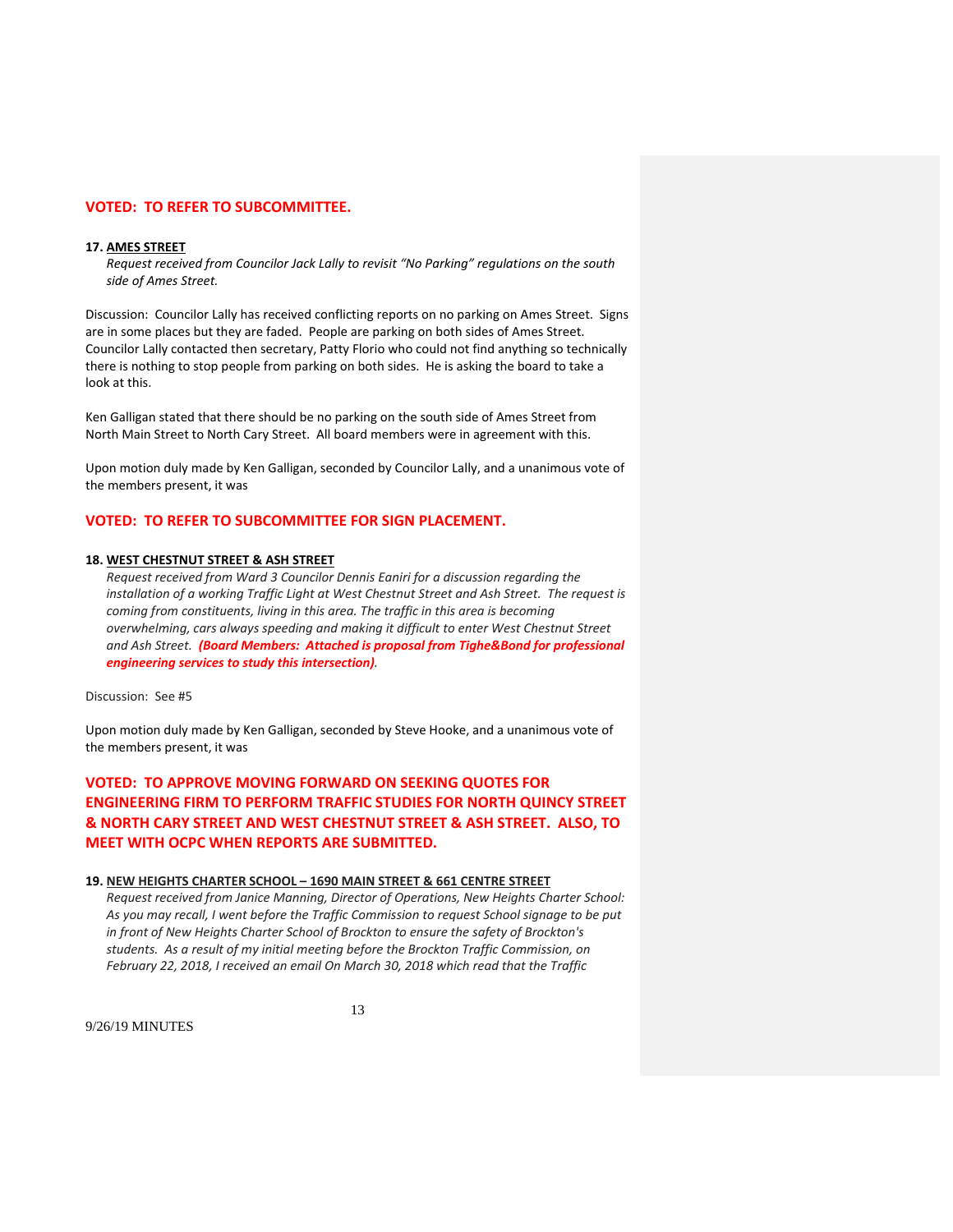**VOTED: TO REFER TO SUBCOMMITTEE.**

**17. AMES STREET**

*Request received from Councilor Jack Lally to revisit "No Parking" regulations on the south side of Ames Street.*

Discussion: Councilor Lally has received conflicting reports on no parking on Ames Street. Signs are in some places but they are faded. People are parking on both sides of Ames Street. Councilor Lally contacted then secretary, Patty Florio who could not find anything so technically there is nothing to stop people from parking on both sides. He is asking the board to take a look at this.

Ken Galligan stated that there should be no parking on the south side of Ames Street from North Main Street to North Cary Street. All board members were in agreement with this.

Upon motion duly made by Ken Galligan, seconded by Councilor Lally, and a unanimous vote of the members present, it was

**VOTED: TO REFER TO SUBCOMMITTEE FOR SIGN PLACEMENT.**

**18. WEST CHESTNUT STREET & ASH STREET**

*Request received from Ward 3 Councilor Dennis Eaniri for a discussion regarding the installation of a working Traffic Light at West Chestnut Street and Ash Street. The request is coming from constituents, living in this area. The traffic in this area is becoming overwhelming, cars always speeding and making it difficult to enter West Chestnut Street and Ash Street.* ***(Board Members: Attached is proposal from Tighe&Bond for professional engineering services to study this intersection)****.*

Discussion: See #5

Upon motion duly made by Ken Galligan, seconded by Steve Hooke, and a unanimous vote of the members present, it was

**VOTED: TO APPROVE MOVING FORWARD ON SEEKING QUOTES FOR ENGINEERING FIRM TO PERFORM TRAFFIC STUDIES FOR NORTH QUINCY STREET & NORTH CARY STREET AND WEST CHESTNUT STREET & ASH STREET. ALSO, TO MEET WITH OCPC WHEN REPORTS ARE SUBMITTED.**

**19. NEW HEIGHTS CHARTER SCHOOL – 1690 MAIN STREET & 661 CENTRE STREET**

*Request received from Janice Manning, Director of Operations, New Heights Charter School: As you may recall, I went before the Traffic Commission to request School signage to be put in front of New Heights Charter School of Brockton to ensure the safety of Brockton's students. As a result of my initial meeting before the Brockton Traffic Commission, on February 22, 2018, I received an email On March 30, 2018 which read that the Traffic*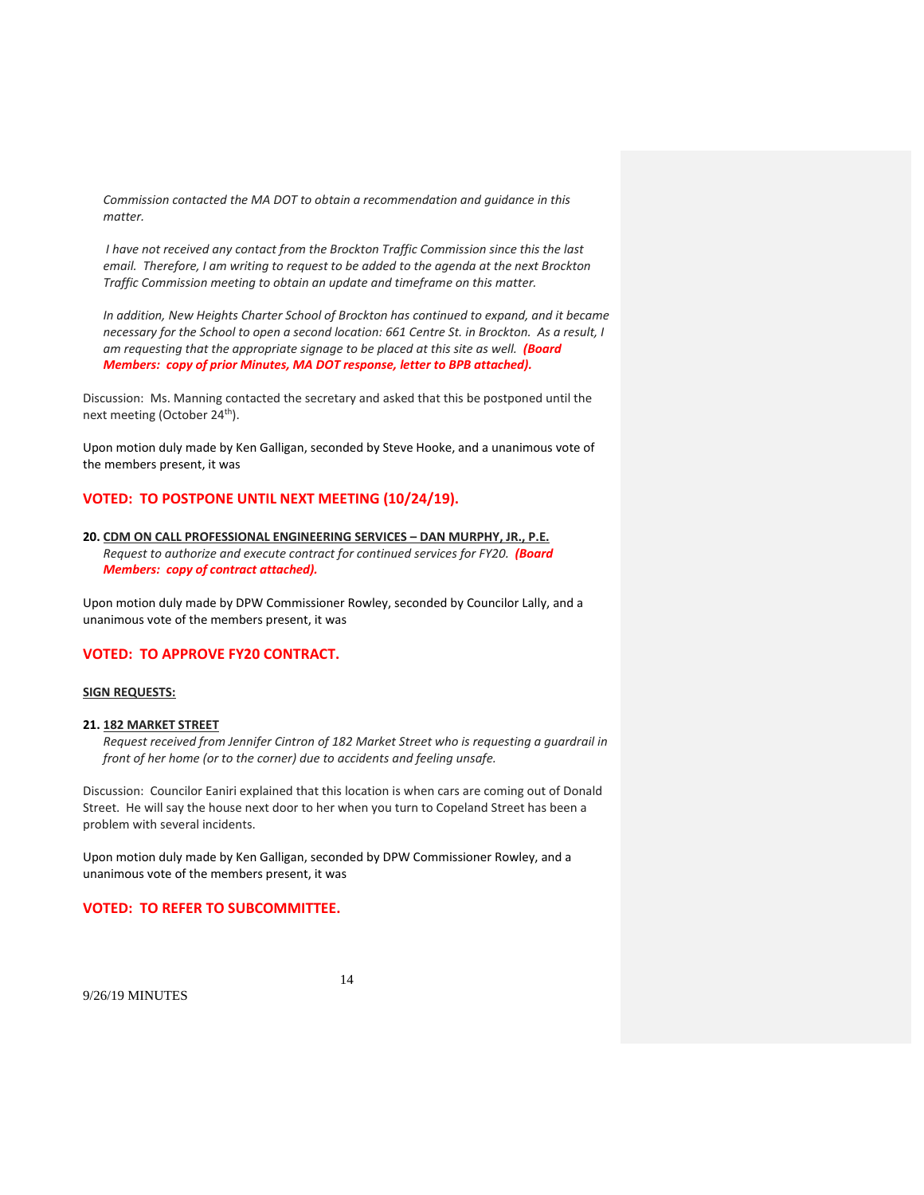*Commission contacted the MA DOT to obtain a recommendation and guidance in this matter.*

*I have not received any contact from the Brockton Traffic Commission since this the last email. Therefore, I am writing to request to be added to the agenda at the next Brockton Traffic Commission meeting to obtain an update and timeframe on this matter.*

*In addition, New Heights Charter School of Brockton has continued to expand, and it became necessary for the School to open a second location: 661 Centre St. in Brockton. As a result, I am requesting that the appropriate signage to be placed at this site as well.* ***(Board Members: copy of prior Minutes, MA DOT response, letter to BPB attached).***

Discussion: Ms. Manning contacted the secretary and asked that this be postponed until the next meeting (October 24th).

Upon motion duly made by Ken Galligan, seconded by Steve Hooke, and a unanimous vote of the members present, it was

**VOTED: TO POSTPONE UNTIL NEXT MEETING (10/24/19).**

**20. CDM ON CALL PROFESSIONAL ENGINEERING SERVICES – DAN MURPHY, JR., P.E.**
*Request to authorize and execute contract for continued services for FY20.* ***(Board Members: copy of contract attached).***

Upon motion duly made by DPW Commissioner Rowley, seconded by Councilor Lally, and a unanimous vote of the members present, it was

**VOTED: TO APPROVE FY20 CONTRACT.**

**SIGN REQUESTS:**

**21. 182 MARKET STREET**
*Request received from Jennifer Cintron of 182 Market Street who is requesting a guardrail in front of her home (or to the corner) due to accidents and feeling unsafe.*

Discussion: Councilor Eaniri explained that this location is when cars are coming out of Donald Street. He will say the house next door to her when you turn to Copeland Street has been a problem with several incidents.

Upon motion duly made by Ken Galligan, seconded by DPW Commissioner Rowley, and a unanimous vote of the members present, it was

**VOTED: TO REFER TO SUBCOMMITTEE.**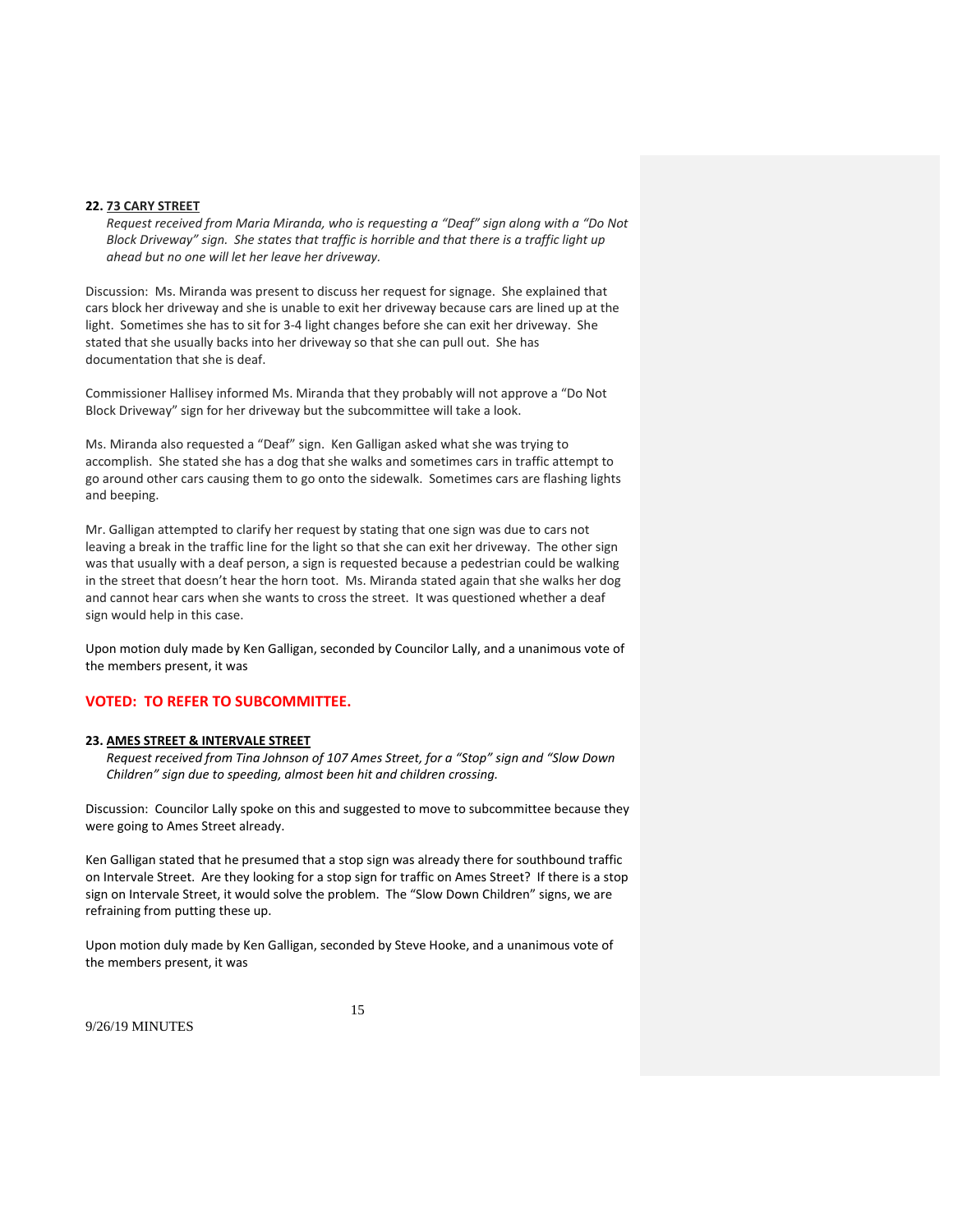**22. 73 CARY STREET**

*Request received from Maria Miranda, who is requesting a "Deaf" sign along with a "Do Not Block Driveway" sign. She states that traffic is horrible and that there is a traffic light up ahead but no one will let her leave her driveway.*

Discussion: Ms. Miranda was present to discuss her request for signage. She explained that cars block her driveway and she is unable to exit her driveway because cars are lined up at the light. Sometimes she has to sit for 3-4 light changes before she can exit her driveway. She stated that she usually backs into her driveway so that she can pull out. She has documentation that she is deaf.

Commissioner Hallisey informed Ms. Miranda that they probably will not approve a "Do Not Block Driveway" sign for her driveway but the subcommittee will take a look.

Ms. Miranda also requested a "Deaf" sign. Ken Galligan asked what she was trying to accomplish. She stated she has a dog that she walks and sometimes cars in traffic attempt to go around other cars causing them to go onto the sidewalk. Sometimes cars are flashing lights and beeping.

Mr. Galligan attempted to clarify her request by stating that one sign was due to cars not leaving a break in the traffic line for the light so that she can exit her driveway. The other sign was that usually with a deaf person, a sign is requested because a pedestrian could be walking in the street that doesn't hear the horn toot. Ms. Miranda stated again that she walks her dog and cannot hear cars when she wants to cross the street. It was questioned whether a deaf sign would help in this case.

Upon motion duly made by Ken Galligan, seconded by Councilor Lally, and a unanimous vote of the members present, it was

**VOTED: TO REFER TO SUBCOMMITTEE.**

**23. AMES STREET & INTERVALE STREET**

*Request received from Tina Johnson of 107 Ames Street, for a "Stop" sign and "Slow Down Children" sign due to speeding, almost been hit and children crossing.*

Discussion: Councilor Lally spoke on this and suggested to move to subcommittee because they were going to Ames Street already.

Ken Galligan stated that he presumed that a stop sign was already there for southbound traffic on Intervale Street. Are they looking for a stop sign for traffic on Ames Street? If there is a stop sign on Intervale Street, it would solve the problem. The "Slow Down Children" signs, we are refraining from putting these up.

Upon motion duly made by Ken Galligan, seconded by Steve Hooke, and a unanimous vote of the members present, it was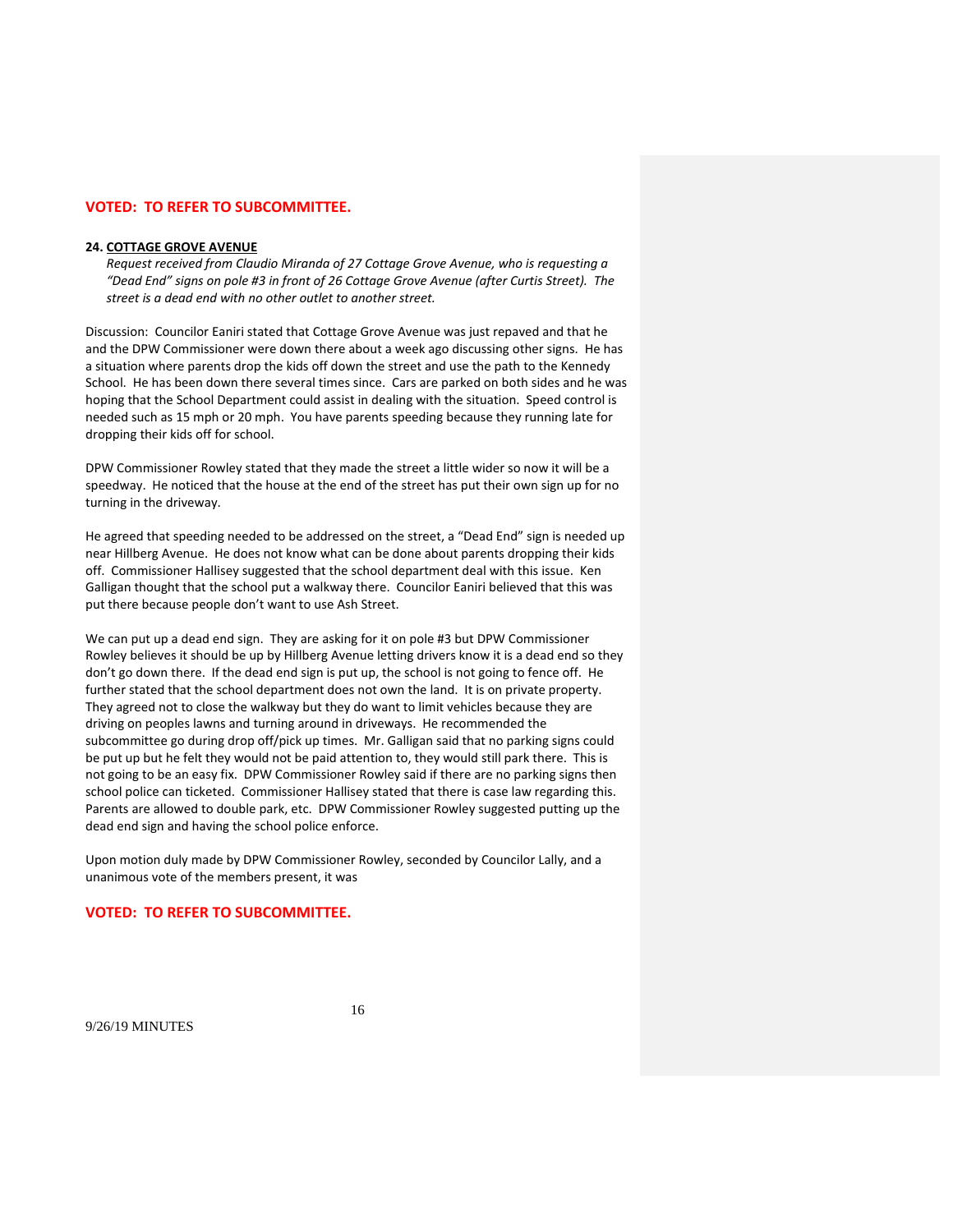**VOTED: TO REFER TO SUBCOMMITTEE.**

**24. COTTAGE GROVE AVENUE**

*Request received from Claudio Miranda of 27 Cottage Grove Avenue, who is requesting a "Dead End" signs on pole #3 in front of 26 Cottage Grove Avenue (after Curtis Street). The street is a dead end with no other outlet to another street.*

Discussion: Councilor Eaniri stated that Cottage Grove Avenue was just repaved and that he and the DPW Commissioner were down there about a week ago discussing other signs. He has a situation where parents drop the kids off down the street and use the path to the Kennedy School. He has been down there several times since. Cars are parked on both sides and he was hoping that the School Department could assist in dealing with the situation. Speed control is needed such as 15 mph or 20 mph. You have parents speeding because they running late for dropping their kids off for school.

DPW Commissioner Rowley stated that they made the street a little wider so now it will be a speedway. He noticed that the house at the end of the street has put their own sign up for no turning in the driveway.

He agreed that speeding needed to be addressed on the street, a "Dead End" sign is needed up near Hillberg Avenue. He does not know what can be done about parents dropping their kids off. Commissioner Hallisey suggested that the school department deal with this issue. Ken Galligan thought that the school put a walkway there. Councilor Eaniri believed that this was put there because people don't want to use Ash Street.

We can put up a dead end sign. They are asking for it on pole #3 but DPW Commissioner Rowley believes it should be up by Hillberg Avenue letting drivers know it is a dead end so they don't go down there. If the dead end sign is put up, the school is not going to fence off. He further stated that the school department does not own the land. It is on private property. They agreed not to close the walkway but they do want to limit vehicles because they are driving on peoples lawns and turning around in driveways. He recommended the subcommittee go during drop off/pick up times. Mr. Galligan said that no parking signs could be put up but he felt they would not be paid attention to, they would still park there. This is not going to be an easy fix. DPW Commissioner Rowley said if there are no parking signs then school police can ticketed. Commissioner Hallisey stated that there is case law regarding this. Parents are allowed to double park, etc. DPW Commissioner Rowley suggested putting up the dead end sign and having the school police enforce.

Upon motion duly made by DPW Commissioner Rowley, seconded by Councilor Lally, and a unanimous vote of the members present, it was

**VOTED: TO REFER TO SUBCOMMITTEE.**

9/26/19 MINUTES